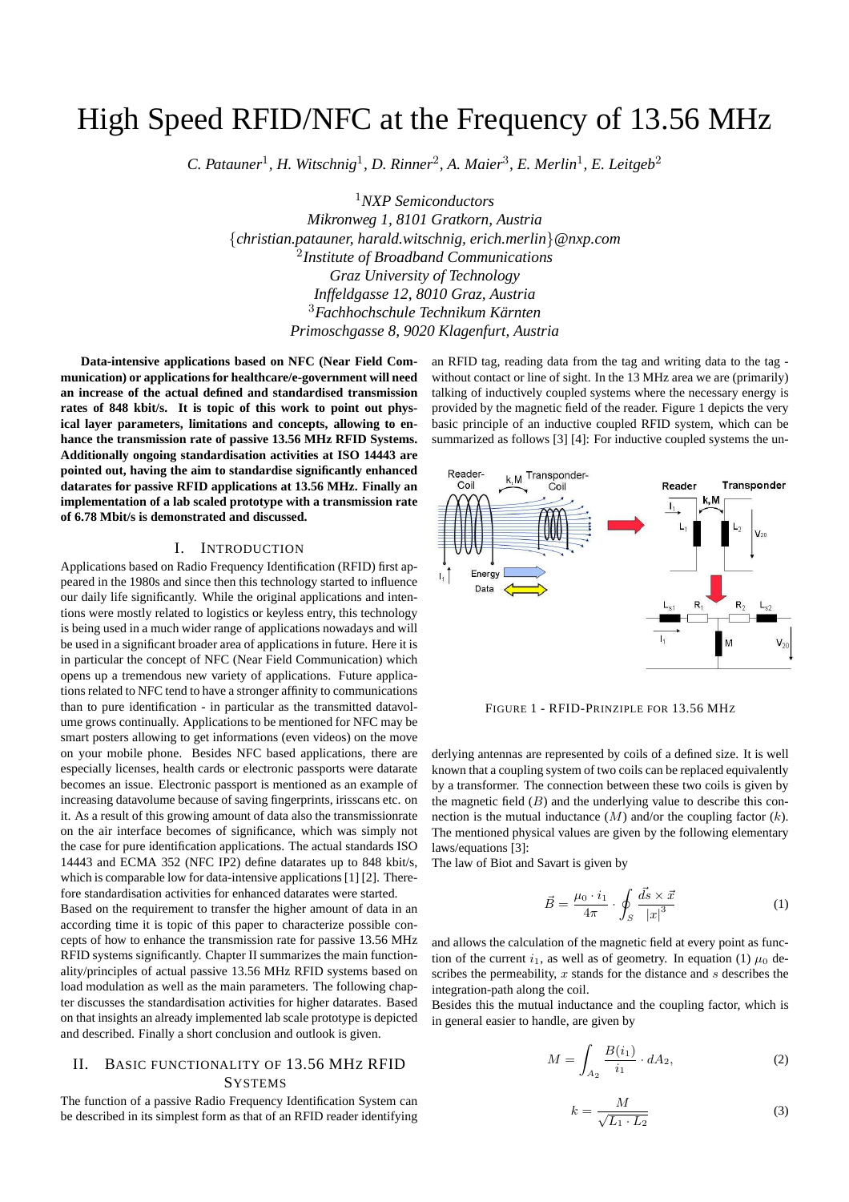# High Speed RFID/NFC at the Frequency of 13.56 MHz

*C. Patauner[1], H. Witschnig[1], D. Rinner[2], A. Maier[3], E. Merlin[1], E. Leitgeb[2]*

[1]*NXP Semiconductors*
*Mikronweg 1, 8101 Gratkorn, Austria*
{*christian.patauner, harald.witschnig, erich.merlin*}*@nxp.com*
[2]*Institute of Broadband Communications*
*Graz University of Technology*
*Inffeldgasse 12, 8010 Graz, Austria*
[3]*Fachhochschule Technikum Kärnten*
*Primoschgasse 8, 9020 Klagenfurt, Austria*

**Data-intensive applications based on NFC (Near Field Communication) or applications for healthcare/e-government will need an increase of the actual defined and standardised transmission rates of 848 kbit/s. It is topic of this work to point out physical layer parameters, limitations and concepts, allowing to enhance the transmission rate of passive 13.56 MHz RFID Systems. Additionally ongoing standardisation activities at ISO 14443 are pointed out, having the aim to standardise significantly enhanced datarates for passive RFID applications at 13.56 MHz. Finally an implementation of a lab scaled prototype with a transmission rate of 6.78 Mbit/s is demonstrated and discussed.**

## I. Introduction

Applications based on Radio Frequency Identification (RFID) first appeared in the 1980s and since then this technology started to influence our daily life significantly. While the original applications and intentions were mostly related to logistics or keyless entry, this technology is being used in a much wider range of applications nowadays and will be used in a significant broader area of applications in future. Here it is in particular the concept of NFC (Near Field Communication) which opens up a tremendous new variety of applications. Future applications related to NFC tend to have a stronger affinity to communications than to pure identification - in particular as the transmitted datavolume grows continually. Applications to be mentioned for NFC may be smart posters allowing to get informations (even videos) on the move on your mobile phone. Besides NFC based applications, there are especially licenses, health cards or electronic passports were datarate becomes an issue. Electronic passport is mentioned as an example of increasing datavolume because of saving fingerprints, irisscans etc. on it. As a result of this growing amount of data also the transmissionrate on the air interface becomes of significance, which was simply not the case for pure identification applications. The actual standards ISO 14443 and ECMA 352 (NFC IP2) define datarates up to 848 kbit/s, which is comparable low for data-intensive applications [1] [2]. Therefore standardisation activities for enhanced datarates were started.

Based on the requirement to transfer the higher amount of data in an according time it is topic of this paper to characterize possible concepts of how to enhance the transmission rate for passive 13.56 MHz RFID systems significantly. Chapter II summarizes the main functionality/principles of actual passive 13.56 MHz RFID systems based on load modulation as well as the main parameters. The following chapter discusses the standardisation activities for higher datarates. Based on that insights an already implemented lab scale prototype is depicted and described. Finally a short conclusion and outlook is given.

## II. Basic functionality of 13.56 MHz RFID Systems

The function of a passive Radio Frequency Identification System can be described in its simplest form as that of an RFID reader identifying an RFID tag, reading data from the tag and writing data to the tag - without contact or line of sight. In the 13 MHz area we are (primarily) talking of inductively coupled systems where the necessary energy is provided by the magnetic field of the reader. Figure 1 depicts the very basic principle of an inductive coupled RFID system, which can be summarized as follows [3] [4]: For inductive coupled systems the underlying antennas are represented by coils of a defined size. It is well known that a coupling system of two coils can be replaced equivalently by a transformer. The connection between these two coils is given by the magnetic field ($B$) and the underlying value to describe this connection is the mutual inductance ($M$) and/or the coupling factor ($k$). The mentioned physical values are given by the following elementary laws/equations [3]:

Figure 1 - RFID-Prinziple for 13.56 MHz

The law of Biot and Savart is given by

$$\vec{B} = \frac{\mu_0 \cdot i_1}{4\pi} \cdot \oint_S \frac{\vec{ds} \times \vec{x}}{|x|^3} \tag{1}$$

and allows the calculation of the magnetic field at every point as function of the current $i_1$, as well as of geometry. In equation (1) $\mu_0$ describes the permeability, $x$ stands for the distance and $s$ describes the integration-path along the coil.

Besides this the mutual inductance and the coupling factor, which is in general easier to handle, are given by

$$M = \int_{A_2} \frac{B(i_1)}{i_1} \cdot dA_2, \tag{2}$$

$$k = \frac{M}{\sqrt{L_1 \cdot L_2}} \tag{3}$$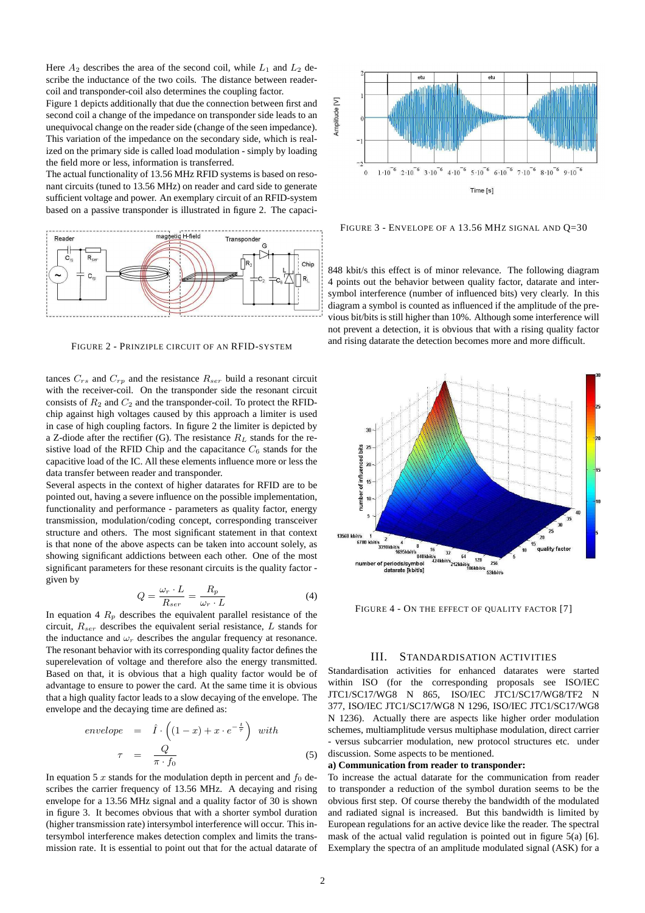Here $A_2$ describes the area of the second coil, while $L_1$ and $L_2$ describe the inductance of the two coils. The distance between reader-coil and transponder-coil also determines the coupling factor.

Figure 1 depicts additionally that due the connection between first and second coil a change of the impedance on transponder side leads to an unequivocal change on the reader side (change of the seen impedance). This variation of the impedance on the secondary side, which is realized on the primary side is called load modulation - simply by loading the field more or less, information is transferred.

The actual functionality of 13.56 MHz RFID systems is based on resonant circuits (tuned to 13.56 MHz) on reader and card side to generate sufficient voltage and power. An exemplary circuit of an RFID-system based on a passive transponder is illustrated in figure 2. The capacitances $C_{rs}$ and $C_{rp}$ and the resistance $R_{ser}$ build a resonant circuit with the receiver-coil. On the transponder side the resonant circuit consists of $R_2$ and $C_2$ and the transponder-coil. To protect the RFID-chip against high voltages caused by this approach a limiter is used in case of high coupling factors. In figure 2 the limiter is depicted by a Z-diode after the rectifier (G). The resistance $R_L$ stands for the resistive load of the RFID Chip and the capacitance $C_6$ stands for the capacitive load of the IC. All these elements influence more or less the data transfer between reader and transponder.

FIGURE 2 - PRINZIPLE CIRCUIT OF AN RFID-SYSTEM

Several aspects in the context of higher datarates for RFID are to be pointed out, having a severe influence on the possible implementation, functionality and performance - parameters as quality factor, energy transmission, modulation/coding concept, corresponding transceiver structure and others. The most significant statement in that context is that none of the above aspects can be taken into account solely, as showing significant addictions between each other. One of the most significant parameters for these resonant circuits is the quality factor - given by

$$Q = \frac{\omega_r \cdot L}{R_{ser}} = \frac{R_p}{\omega_r \cdot L} \tag{4}$$

In equation 4 $R_p$ describes the equivalent parallel resistance of the circuit, $R_{ser}$ describes the equivalent serial resistance, $L$ stands for the inductance and $\omega_r$ describes the angular frequency at resonance. The resonant behavior with its corresponding quality factor defines the superelevation of voltage and therefore also the energy transmitted. Based on that, it is obvious that a high quality factor would be of advantage to ensure to power the card. At the same time it is obvious that a high quality factor leads to a slow decaying of the envelope. The envelope and the decaying time are defined as:

$$\begin{aligned} envelope &= \hat{I} \cdot \left( (1-x) + x \cdot e^{-\frac{t}{\tau}} \right) \quad with \\ \tau &= \frac{Q}{\pi \cdot f_0} \end{aligned} \tag{5}$$

In equation 5 $x$ stands for the modulation depth in percent and $f_0$ describes the carrier frequency of 13.56 MHz. A decaying and rising envelope for a 13.56 MHz signal and a quality factor of 30 is shown in figure 3. It becomes obvious that with a shorter symbol duration (higher transmission rate) intersymbol interference will occur. This intersymbol interference makes detection complex and limits the transmission rate. It is essential to point out that for the actual datarate of 848 kbit/s this effect is of minor relevance. The following diagram 4 points out the behavior between quality factor, datarate and intersymbol interference (number of influenced bits) very clearly. In this diagram a symbol is counted as influenced if the amplitude of the previous bit/bits is still higher than 10%. Although some interference will not prevent a detection, it is obvious that with a rising quality factor and rising datarate the detection becomes more and more difficult.

FIGURE 3 - ENVELOPE OF A 13.56 MHZ SIGNAL AND Q=30

FIGURE 4 - ON THE EFFECT OF QUALITY FACTOR [7]

## III. STANDARDISATION ACTIVITIES

Standardisation activities for enhanced datarates were started within ISO (for the corresponding proposals see ISO/IEC JTC1/SC17/WG8 N 865, ISO/IEC JTC1/SC17/WG8/TF2 N 377, ISO/IEC JTC1/SC17/WG8 N 1296, ISO/IEC JTC1/SC17/WG8 N 1236). Actually there are aspects like higher order modulation schemes, multiamplitude versus multiphase modulation, direct carrier - versus subcarrier modulation, new protocol structures etc. under discussion. Some aspects to be mentioned.

**a) Communication from reader to transponder:**

To increase the actual datarate for the communication from reader to transponder a reduction of the symbol duration seems to be the obvious first step. Of course thereby the bandwidth of the modulated and radiated signal is increased. But this bandwidth is limited by European regulations for an active device like the reader. The spectral mask of the actual valid regulation is pointed out in figure 5(a) [6]. Exemplary the spectra of an amplitude modulated signal (ASK) for a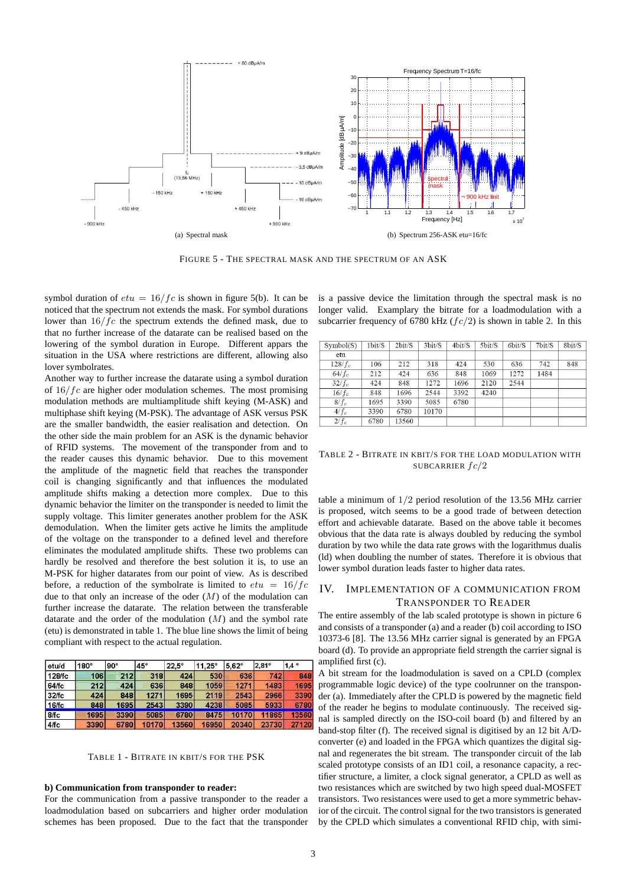(a) Spectral mask

(b) Spectrum 256-ASK etu=16/fc

FIGURE 5 - THE SPECTRAL MASK AND THE SPECTRUM OF AN ASK

symbol duration of $etu = 16/fc$ is shown in figure 5(b). It can be noticed that the spectrum not extends the mask. For symbol durations lower than $16/fc$ the spectrum extends the defined mask, due to that no further increase of the datarate can be realised based on the lowering of the symbol duration in Europe. Different appears the situation in the USA where restrictions are different, allowing also lover symbolrates.

Another way to further increase the datarate using a symbol duration of $16/fc$ are higher oder modulation schemes. The most promising modulation methods are multiamplitude shift keying (M-ASK) and multiphase shift keying (M-PSK). The advantage of ASK versus PSK are the smaller bandwidth, the easier realisation and detection. On the other side the main problem for an ASK is the dynamic behavior of RFID systems. The movement of the transponder from and to the reader causes this dynamic behavior. Due to this movement the amplitude of the magnetic field that reaches the transponder coil is changing significantly and that influences the modulated amplitude shifts making a detection more complex. Due to this dynamic behavior the limiter on the transponder is needed to limit the supply voltage. This limiter generates another problem for the ASK demodulation. When the limiter gets active he limits the amplitude of the voltage on the transponder to a defined level and therefore eliminates the modulated amplitude shifts. These two problems can hardly be resolved and therefore the best solution it is, to use an M-PSK for higher datarates from our point of view. As is described before, a reduction of the symbolrate is limited to $etu = 16/fc$ due to that only an increase of the order ($M$) of the modulation can further increase the datarate. The relation between the transferable datarate and the order of the modulation ($M$) and the symbol rate (etu) is demonstrated in table 1. The blue line shows the limit of being compliant with respect to the actual regulation.

| etu/d | 180° | 90° | 45° | 22,5° | 11,25° | 5,62° | 2,81° | 1,4 ° |
|---|---|---|---|---|---|---|---|---|
| 128/fc | 106 | 212 | 318 | 424 | 530 | 636 | 742 | 848 |
| 64/fc | 212 | 424 | 636 | 848 | 1059 | 1271 | 1483 | 1695 |
| 32/fc | 424 | 848 | 1271 | 1695 | 2119 | 2543 | 2966 | 3390 |
| 16/fc | 848 | 1695 | 2543 | 3390 | 4238 | 5085 | 5933 | 6780 |
| 8/fc | 1695 | 3390 | 5085 | 6780 | 8475 | 10170 | 11865 | 13560 |
| 4/fc | 3390 | 6780 | 10170 | 13560 | 16950 | 20340 | 23730 | 27120 |

TABLE 1 - BITRATE IN KBIT/S FOR THE PSK

**b) Communication from transponder to reader:**

For the communication from a passive transponder to the reader a loadmodulation based on subcarriers and higher order modulation schemes has been proposed. Due to the fact that the transponder is a passive device the limitation through the spectral mask is no longer valid. Examplary the bitrate for a loadmodulation with a subcarrier frequency of 6780 kHz ($fc/2$) is shown in table 2. In this

| Symbol(S) etu | 1bit/S | 2bit/S | 3bit/S | 4bit/S | 5bit/S | 6bit/S | 7bit/S | 8bit/S |
|---|---|---|---|---|---|---|---|---|
| $128/f_c$ | 106 | 212 | 318 | 424 | 530 | 636 | 742 | 848 |
| $64/f_c$ | 212 | 424 | 636 | 848 | 1069 | 1272 | 1484 | |
| $32/f_c$ | 424 | 848 | 1272 | 1696 | 2120 | 2544 | | |
| $16/f_c$ | 848 | 1696 | 2544 | 3392 | 4240 | | | |
| $8/f_c$ | 1695 | 3390 | 5085 | 6780 | | | | |
| $4/f_c$ | 3390 | 6780 | 10170 | | | | | |
| $2/f_c$ | 6780 | 13560 | | | | | | |

TABLE 2 - BITRATE IN KBIT/S FOR THE LOAD MODULATION WITH SUBCARRIER $fc/2$

table a minimum of $1/2$ period resolution of the 13.56 MHz carrier is proposed, witch seems to be a good trade of between detection effort and achievable datarate. Based on the above table it becomes obvious that the data rate is always doubled by reducing the symbol duration by two while the data rate grows with the logarithmus dualis (ld) when doubling the number of states. Therefore it is obvious that lower symbol duration leads faster to higher data rates.

## IV. IMPLEMENTATION OF A COMMUNICATION FROM TRANSPONDER TO READER

The entire assembly of the lab scaled prototype is shown in picture 6 and consists of a transponder (a) and a reader (b) coil according to ISO 10373-6 [8]. The 13.56 MHz carrier signal is generated by an FPGA board (d). To provide an appropriate field strength the carrier signal is amplified first (c).

A bit stream for the loadmodulation is saved on a CPLD (complex programmable logic device) of the type coolrunner on the transponder (a). Immediately after the CPLD is powered by the magnetic field of the reader he begins to modulate continuously. The received signal is sampled directly on the ISO-coil board (b) and filtered by an band-stop filter (f). The received signal is digitised by an 12 bit A/D-converter (e) and loaded in the FPGA which quantizes the digital signal and regenerates the bit stream. The transponder circuit of the lab scaled prototype consists of an ID1 coil, a resonance capacity, a rectifier structure, a limiter, a clock signal generator, a CPLD as well as two resistances which are switched by two high speed dual-MOSFET transistors. Two resistances were used to get a more symmetric behavior of the circuit. The control signal for the two transistors is generated by the CPLD which simulates a conventional RFID chip, with simi-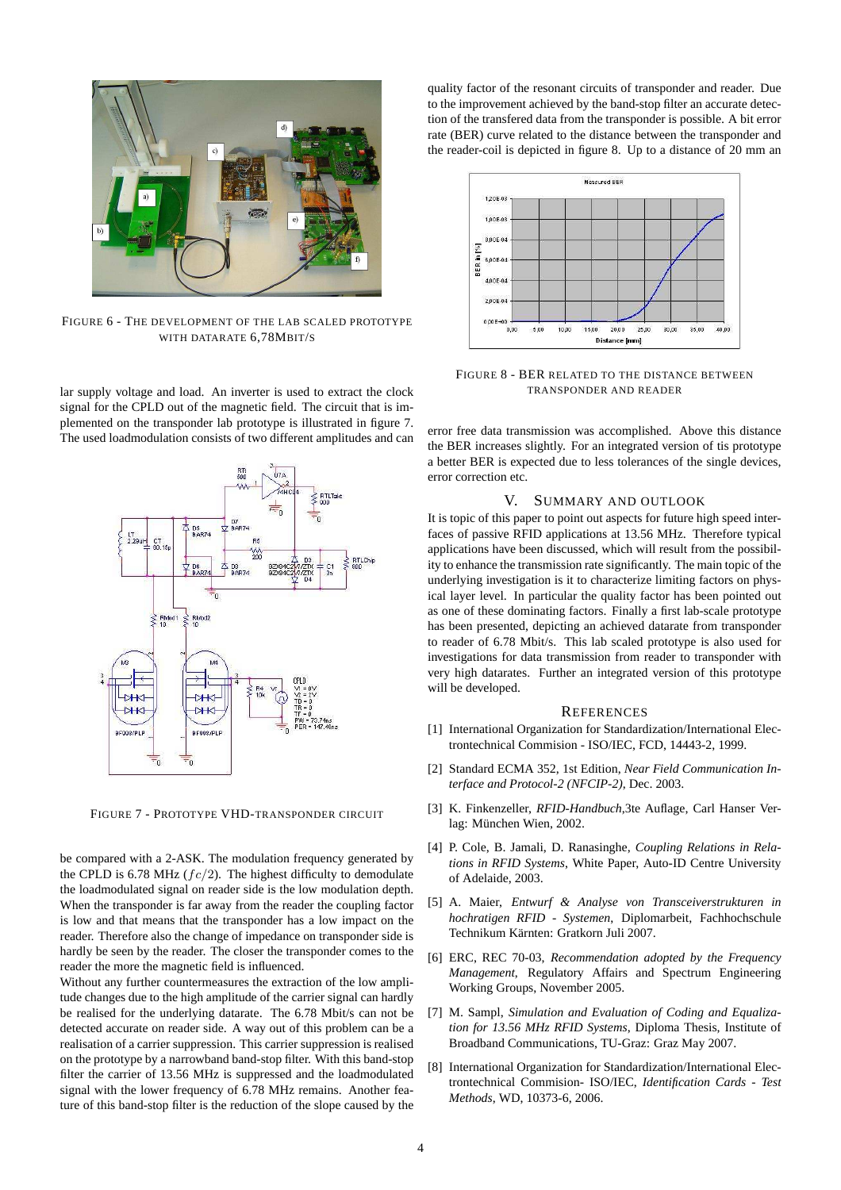a)

b)

c)

d)

e)

f)

FIGURE 6 - THE DEVELOPMENT OF THE LAB SCALED PROTOTYPE WITH DATARATE 6,78MBIT/S

lar supply voltage and load. An inverter is used to extract the clock signal for the CPLD out of the magnetic field. The circuit that is implemented on the transponder lab prototype is illustrated in figure 7. The used loadmodulation consists of two different amplitudes and can

FIGURE 7 - PROTOTYPE VHD-TRANSPONDER CIRCUIT

be compared with a 2-ASK. The modulation frequency generated by the CPLD is 6.78 MHz ($fc/2$). The highest difficulty to demodulate the loadmodulated signal on reader side is the low modulation depth. When the transponder is far away from the reader the coupling factor is low and that means that the transponder has a low impact on the reader. Therefore also the change of impedance on transponder side is hardly be seen by the reader. The closer the transponder comes to the reader the more the magnetic field is influenced.

Without any further countermeasures the extraction of the low amplitude changes due to the high amplitude of the carrier signal can hardly be realised for the underlying datarate. The 6.78 Mbit/s can not be detected accurate on reader side. A way out of this problem can be a realisation of a carrier suppression. This carrier suppression is realised on the prototype by a narrowband band-stop filter. With this band-stop filter the carrier of 13.56 MHz is suppressed and the loadmodulated signal with the lower frequency of 6.78 MHz remains. Another feature of this band-stop filter is the reduction of the slope caused by the quality factor of the resonant circuits of transponder and reader. Due to the improvement achieved by the band-stop filter an accurate detection of the transfered data from the transponder is possible. A bit error rate (BER) curve related to the distance between the transponder and the reader-coil is depicted in figure 8. Up to a distance of 20 mm an

Measured BER

1,20E-03
1,00E-03
8,00E-04
6,00E-04
4,00E-04
2,00E-04
0,00E+00

BER in [%]

0,00 5,00 10,00 15,00 20,00 25,00 30,00 35,00 40,00

Distance [mm]

FIGURE 8 - BER RELATED TO THE DISTANCE BETWEEN TRANSPONDER AND READER

error free data transmission was accomplished. Above this distance the BER increases slightly. For an integrated version of tis prototype a better BER is expected due to less tolerances of the single devices, error correction etc.

## V. SUMMARY AND OUTLOOK

It is topic of this paper to point out aspects for future high speed interfaces of passive RFID applications at 13.56 MHz. Therefore typical applications have been discussed, which will result from the possibility to enhance the transmission rate significantly. The main topic of the underlying investigation is it to characterize limiting factors on physical layer level. In particular the quality factor has been pointed out as one of these dominating factors. Finally a first lab-scale prototype has been presented, depicting an achieved datarate from transponder to reader of 6.78 Mbit/s. This lab scaled prototype is also used for investigations for data transmission from reader to transponder with very high datarates. Further an integrated version of this prototype will be developed.

## REFERENCES

[1] International Organization for Standardization/International Electrontechnical Commision - ISO/IEC, FCD, 14443-2, 1999.

[2] Standard ECMA 352, 1st Edition, *Near Field Communication Interface and Protocol-2 (NFCIP-2)*, Dec. 2003.

[3] K. Finkenzeller, *RFID-Handbuch*,3te Auflage, Carl Hanser Verlag: München Wien, 2002.

[4] P. Cole, B. Jamali, D. Ranasinghe, *Coupling Relations in Relations in RFID Systems*, White Paper, Auto-ID Centre University of Adelaide, 2003.

[5] A. Maier, *Entwurf & Analyse von Transceiverstrukturen in hochratigen RFID - Systemen*, Diplomarbeit, Fachhochschule Technikum Kärnten: Gratkorn Juli 2007.

[6] ERC, REC 70-03, *Recommendation adopted by the Frequency Management*, Regulatory Affairs and Spectrum Engineering Working Groups, November 2005.

[7] M. Sampl, *Simulation and Evaluation of Coding and Equalization for 13.56 MHz RFID Systems*, Diploma Thesis, Institute of Broadband Communications, TU-Graz: Graz May 2007.

[8] International Organization for Standardization/International Electrontechnical Commision- ISO/IEC, *Identification Cards - Test Methods*, WD, 10373-6, 2006.